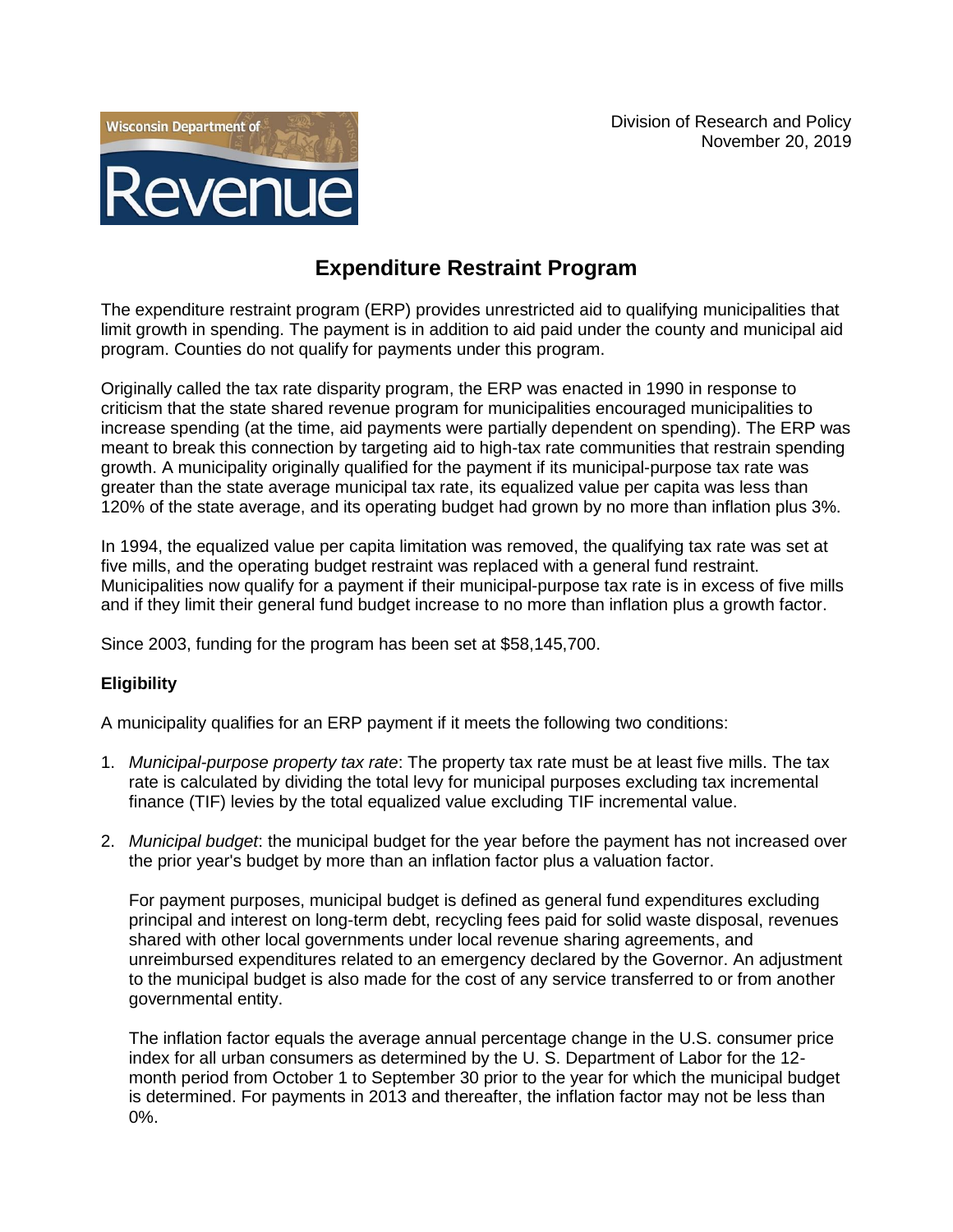Wisconsin Department of Revenue

Division of Research and Policy
November 20, 2019

# Expenditure Restraint Program

The expenditure restraint program (ERP) provides unrestricted aid to qualifying municipalities that limit growth in spending. The payment is in addition to aid paid under the county and municipal aid program. Counties do not qualify for payments under this program.

Originally called the tax rate disparity program, the ERP was enacted in 1990 in response to criticism that the state shared revenue program for municipalities encouraged municipalities to increase spending (at the time, aid payments were partially dependent on spending). The ERP was meant to break this connection by targeting aid to high-tax rate communities that restrain spending growth. A municipality originally qualified for the payment if its municipal-purpose tax rate was greater than the state average municipal tax rate, its equalized value per capita was less than 120% of the state average, and its operating budget had grown by no more than inflation plus 3%.

In 1994, the equalized value per capita limitation was removed, the qualifying tax rate was set at five mills, and the operating budget restraint was replaced with a general fund restraint. Municipalities now qualify for a payment if their municipal-purpose tax rate is in excess of five mills and if they limit their general fund budget increase to no more than inflation plus a growth factor.

Since 2003, funding for the program has been set at $58,145,700.

## Eligibility

A municipality qualifies for an ERP payment if it meets the following two conditions:

1. *Municipal-purpose property tax rate*: The property tax rate must be at least five mills. The tax rate is calculated by dividing the total levy for municipal purposes excluding tax incremental finance (TIF) levies by the total equalized value excluding TIF incremental value.

2. *Municipal budget*: the municipal budget for the year before the payment has not increased over the prior year's budget by more than an inflation factor plus a valuation factor.

   For payment purposes, municipal budget is defined as general fund expenditures excluding principal and interest on long-term debt, recycling fees paid for solid waste disposal, revenues shared with other local governments under local revenue sharing agreements, and unreimbursed expenditures related to an emergency declared by the Governor. An adjustment to the municipal budget is also made for the cost of any service transferred to or from another governmental entity.

   The inflation factor equals the average annual percentage change in the U.S. consumer price index for all urban consumers as determined by the U. S. Department of Labor for the 12-month period from October 1 to September 30 prior to the year for which the municipal budget is determined. For payments in 2013 and thereafter, the inflation factor may not be less than 0%.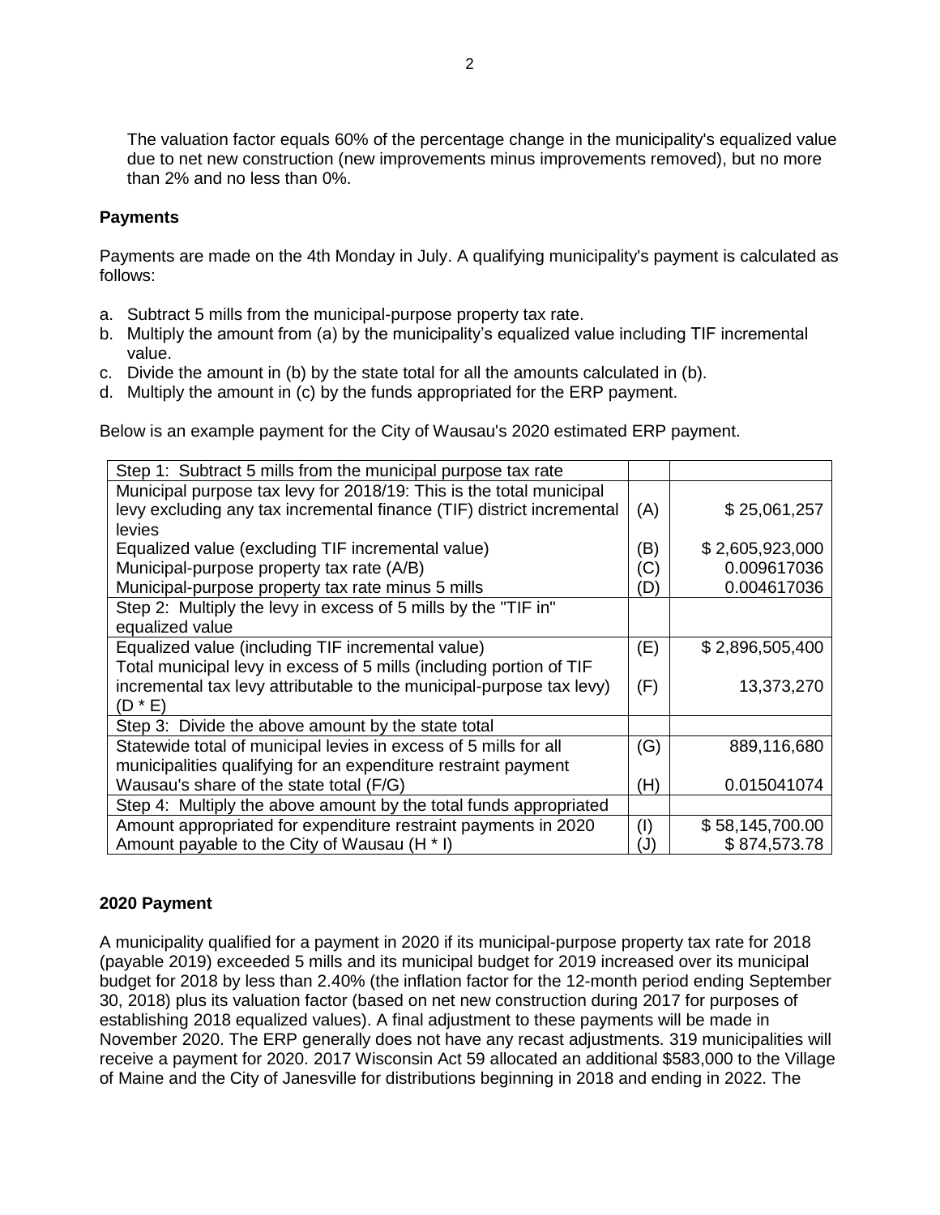The valuation factor equals 60% of the percentage change in the municipality's equalized value due to net new construction (new improvements minus improvements removed), but no more than 2% and no less than 0%.

**Payments**

Payments are made on the 4th Monday in July. A qualifying municipality's payment is calculated as follows:

a. Subtract 5 mills from the municipal-purpose property tax rate.
b. Multiply the amount from (a) by the municipality's equalized value including TIF incremental value.
c. Divide the amount in (b) by the state total for all the amounts calculated in (b).
d. Multiply the amount in (c) by the funds appropriated for the ERP payment.

Below is an example payment for the City of Wausau's 2020 estimated ERP payment.

| Step 1: Subtract 5 mills from the municipal purpose tax rate | | |
|---|---|---|
| Municipal purpose tax levy for 2018/19: This is the total municipal levy excluding any tax incremental finance (TIF) district incremental levies | (A) | $ 25,061,257 |
| Equalized value (excluding TIF incremental value) | (B) | $ 2,605,923,000 |
| Municipal-purpose property tax rate (A/B) | (C) | 0.009617036 |
| Municipal-purpose property tax rate minus 5 mills | (D) | 0.004617036 |
| Step 2: Multiply the levy in excess of 5 mills by the "TIF in" equalized value | | |
| Equalized value (including TIF incremental value) | (E) | $ 2,896,505,400 |
| Total municipal levy in excess of 5 mills (including portion of TIF incremental tax levy attributable to the municipal-purpose tax levy) (D * E) | (F) | 13,373,270 |
| Step 3: Divide the above amount by the state total | | |
| Statewide total of municipal levies in excess of 5 mills for all municipalities qualifying for an expenditure restraint payment | (G) | 889,116,680 |
| Wausau's share of the state total (F/G) | (H) | 0.015041074 |
| Step 4: Multiply the above amount by the total funds appropriated | | |
| Amount appropriated for expenditure restraint payments in 2020 | (I) | $ 58,145,700.00 |
| Amount payable to the City of Wausau (H * I) | (J) | $ 874,573.78 |

**2020 Payment**

A municipality qualified for a payment in 2020 if its municipal-purpose property tax rate for 2018 (payable 2019) exceeded 5 mills and its municipal budget for 2019 increased over its municipal budget for 2018 by less than 2.40% (the inflation factor for the 12-month period ending September 30, 2018) plus its valuation factor (based on net new construction during 2017 for purposes of establishing 2018 equalized values). A final adjustment to these payments will be made in November 2020. The ERP generally does not have any recast adjustments. 319 municipalities will receive a payment for 2020. 2017 Wisconsin Act 59 allocated an additional $583,000 to the Village of Maine and the City of Janesville for distributions beginning in 2018 and ending in 2022. The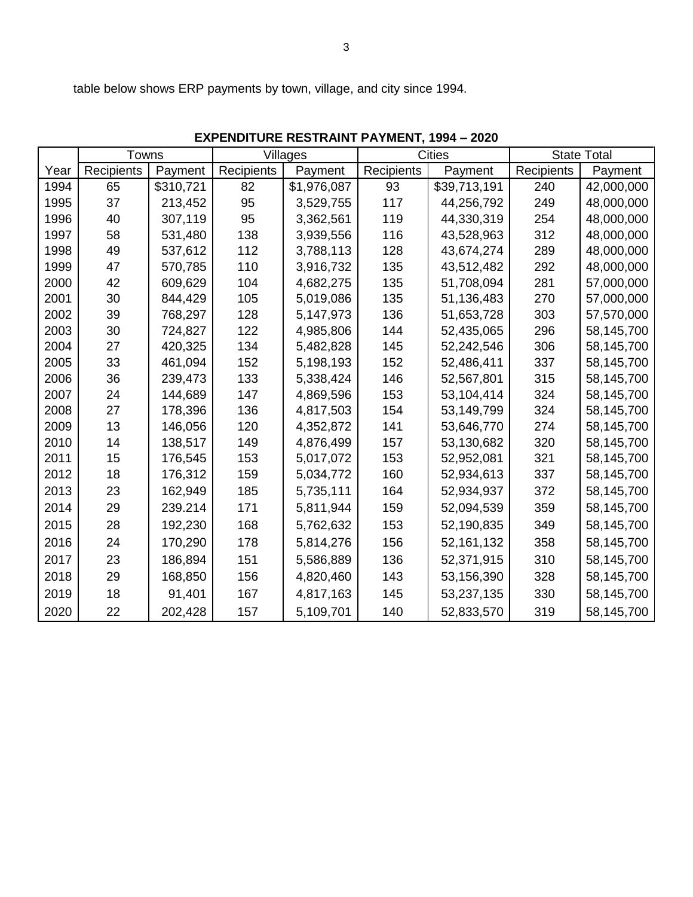table below shows ERP payments by town, village, and city since 1994.

**EXPENDITURE RESTRAINT PAYMENT, 1994 – 2020**

| | Towns | | Villages | | Cities | | State Total | |
|---|---|---|---|---|---|---|---|---|
| Year | Recipients | Payment | Recipients | Payment | Recipients | Payment | Recipients | Payment |
| 1994 | 65 | $310,721 | 82 | $1,976,087 | 93 | $39,713,191 | 240 | 42,000,000 |
| 1995 | 37 | 213,452 | 95 | 3,529,755 | 117 | 44,256,792 | 249 | 48,000,000 |
| 1996 | 40 | 307,119 | 95 | 3,362,561 | 119 | 44,330,319 | 254 | 48,000,000 |
| 1997 | 58 | 531,480 | 138 | 3,939,556 | 116 | 43,528,963 | 312 | 48,000,000 |
| 1998 | 49 | 537,612 | 112 | 3,788,113 | 128 | 43,674,274 | 289 | 48,000,000 |
| 1999 | 47 | 570,785 | 110 | 3,916,732 | 135 | 43,512,482 | 292 | 48,000,000 |
| 2000 | 42 | 609,629 | 104 | 4,682,275 | 135 | 51,708,094 | 281 | 57,000,000 |
| 2001 | 30 | 844,429 | 105 | 5,019,086 | 135 | 51,136,483 | 270 | 57,000,000 |
| 2002 | 39 | 768,297 | 128 | 5,147,973 | 136 | 51,653,728 | 303 | 57,570,000 |
| 2003 | 30 | 724,827 | 122 | 4,985,806 | 144 | 52,435,065 | 296 | 58,145,700 |
| 2004 | 27 | 420,325 | 134 | 5,482,828 | 145 | 52,242,546 | 306 | 58,145,700 |
| 2005 | 33 | 461,094 | 152 | 5,198,193 | 152 | 52,486,411 | 337 | 58,145,700 |
| 2006 | 36 | 239,473 | 133 | 5,338,424 | 146 | 52,567,801 | 315 | 58,145,700 |
| 2007 | 24 | 144,689 | 147 | 4,869,596 | 153 | 53,104,414 | 324 | 58,145,700 |
| 2008 | 27 | 178,396 | 136 | 4,817,503 | 154 | 53,149,799 | 324 | 58,145,700 |
| 2009 | 13 | 146,056 | 120 | 4,352,872 | 141 | 53,646,770 | 274 | 58,145,700 |
| 2010 | 14 | 138,517 | 149 | 4,876,499 | 157 | 53,130,682 | 320 | 58,145,700 |
| 2011 | 15 | 176,545 | 153 | 5,017,072 | 153 | 52,952,081 | 321 | 58,145,700 |
| 2012 | 18 | 176,312 | 159 | 5,034,772 | 160 | 52,934,613 | 337 | 58,145,700 |
| 2013 | 23 | 162,949 | 185 | 5,735,111 | 164 | 52,934,937 | 372 | 58,145,700 |
| 2014 | 29 | 239.214 | 171 | 5,811,944 | 159 | 52,094,539 | 359 | 58,145,700 |
| 2015 | 28 | 192,230 | 168 | 5,762,632 | 153 | 52,190,835 | 349 | 58,145,700 |
| 2016 | 24 | 170,290 | 178 | 5,814,276 | 156 | 52,161,132 | 358 | 58,145,700 |
| 2017 | 23 | 186,894 | 151 | 5,586,889 | 136 | 52,371,915 | 310 | 58,145,700 |
| 2018 | 29 | 168,850 | 156 | 4,820,460 | 143 | 53,156,390 | 328 | 58,145,700 |
| 2019 | 18 | 91,401 | 167 | 4,817,163 | 145 | 53,237,135 | 330 | 58,145,700 |
| 2020 | 22 | 202,428 | 157 | 5,109,701 | 140 | 52,833,570 | 319 | 58,145,700 |